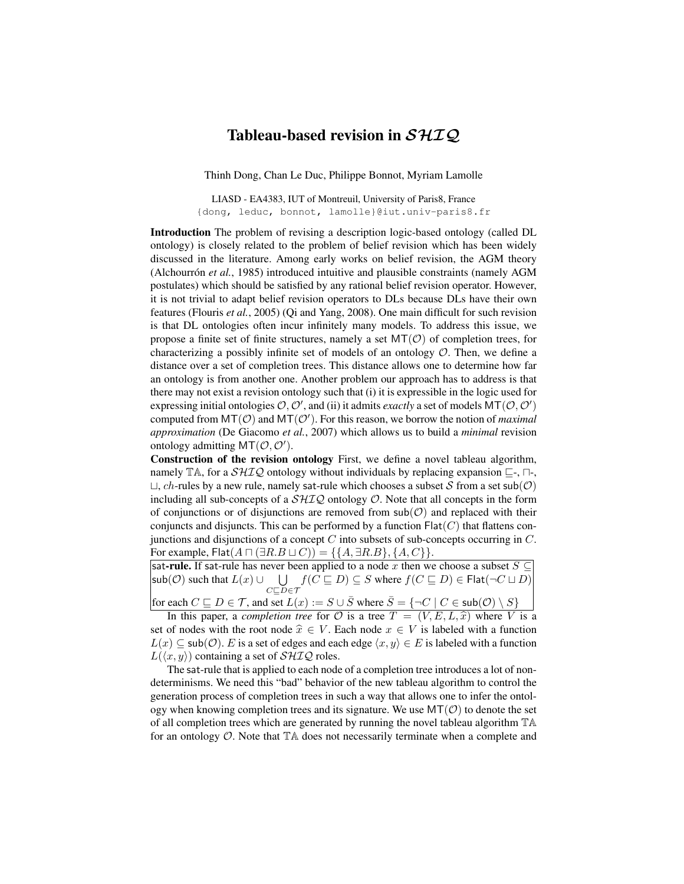# Tableau-based revision in $\mathcal{SHIQ}$

Thinh Dong, Chan Le Duc, Philippe Bonnot, Myriam Lamolle

LIASD - EA4383, IUT of Montreuil, University of Paris8, France
{dong, leduc, bonnot, lamolle}@iut.univ-paris8.fr

**Introduction** The problem of revising a description logic-based ontology (called DL ontology) is closely related to the problem of belief revision which has been widely discussed in the literature. Among early works on belief revision, the AGM theory (Alchourrón *et al.*, 1985) introduced intuitive and plausible constraints (namely AGM postulates) which should be satisfied by any rational belief revision operator. However, it is not trivial to adapt belief revision operators to DLs because DLs have their own features (Flouris *et al.*, 2005) (Qi and Yang, 2008). One main difficult for such revision is that DL ontologies often incur infinitely many models. To address this issue, we propose a finite set of finite structures, namely a set $\mathsf{MT}(\mathcal{O})$ of completion trees, for characterizing a possibly infinite set of models of an ontology $\mathcal{O}$. Then, we define a distance over a set of completion trees. This distance allows one to determine how far an ontology is from another one. Another problem our approach has to address is that there may not exist a revision ontology such that (i) it is expressible in the logic used for expressing initial ontologies $\mathcal{O}, \mathcal{O}'$, and (ii) it admits *exactly* a set of models $\mathsf{MT}(\mathcal{O}, \mathcal{O}')$ computed from $\mathsf{MT}(\mathcal{O})$ and $\mathsf{MT}(\mathcal{O}')$. For this reason, we borrow the notion of *maximal approximation* (De Giacomo *et al.*, 2007) which allows us to build a *minimal* revision ontology admitting $\mathsf{MT}(\mathcal{O}, \mathcal{O}')$.

**Construction of the revision ontology** First, we define a novel tableau algorithm, namely $\mathbb{TA}$, for a $\mathcal{SHIQ}$ ontology without individuals by replacing expansion $\sqsubseteq$-, $\sqcap$-, $\sqcup$, $ch$-rules by a new rule, namely sat-rule which chooses a subset $\mathcal{S}$ from a set $\mathsf{sub}(\mathcal{O})$ including all sub-concepts of a $\mathcal{SHIQ}$ ontology $\mathcal{O}$. Note that all concepts in the form of conjunctions or of disjunctions are removed from $\mathsf{sub}(\mathcal{O})$ and replaced with their conjuncts and disjuncts. This can be performed by a function $\mathsf{Flat}(C)$ that flattens conjunctions and disjunctions of a concept $C$ into subsets of sub-concepts occurring in $C$. For example, $\mathsf{Flat}(A \sqcap (\exists R.B \sqcup C)) = \{\{A, \exists R.B\}, \{A, C\}\}$.

**sat-rule.** If sat-rule has never been applied to a node $x$ then we choose a subset $S \subseteq \mathsf{sub}(\mathcal{O})$ such that $L(x) \cup \bigcup_{C \sqsubseteq D \in \mathcal{T}} f(C \sqsubseteq D) \subseteq S$ where $f(C \sqsubseteq D) \in \mathsf{Flat}(\neg C \sqcup D)$ for each $C \sqsubseteq D \in \mathcal{T}$, and set $L(x) := S \cup \bar{S}$ where $\bar{S} = \{\neg C \mid C \in \mathsf{sub}(\mathcal{O}) \setminus S\}$

In this paper, a *completion tree* for $\mathcal{O}$ is a tree $T = (V, E, L, \widehat{x})$ where $V$ is a set of nodes with the root node $\widehat{x} \in V$. Each node $x \in V$ is labeled with a function $L(x) \subseteq \mathsf{sub}(\mathcal{O})$. $E$ is a set of edges and each edge $\langle x, y \rangle \in E$ is labeled with a function $L(\langle x, y \rangle)$ containing a set of $\mathcal{SHIQ}$ roles.

The sat-rule that is applied to each node of a completion tree introduces a lot of non-determinisms. We need this "bad" behavior of the new tableau algorithm to control the generation process of completion trees in such a way that allows one to infer the ontology when knowing completion trees and its signature. We use $\mathsf{MT}(\mathcal{O})$ to denote the set of all completion trees which are generated by running the novel tableau algorithm $\mathbb{TA}$ for an ontology $\mathcal{O}$. Note that $\mathbb{TA}$ does not necessarily terminate when a complete and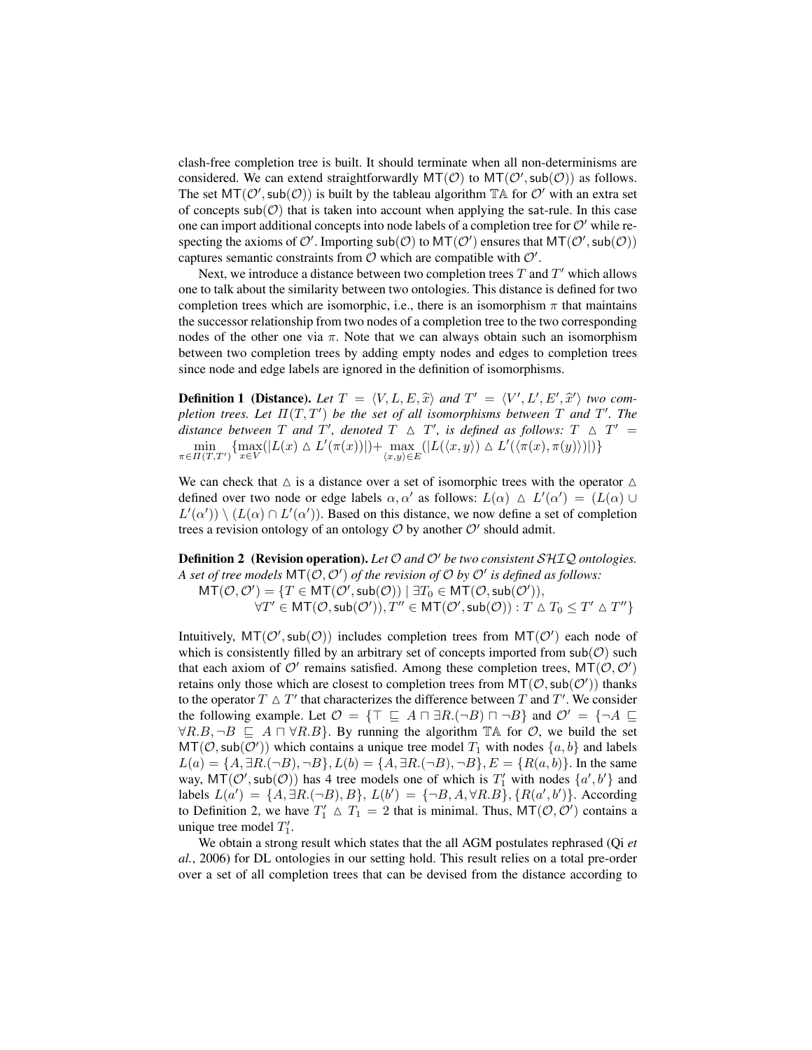clash-free completion tree is built. It should terminate when all non-determinisms are considered. We can extend straightforwardly $\mathsf{MT}(\mathcal{O})$ to $\mathsf{MT}(\mathcal{O}', \mathsf{sub}(\mathcal{O}))$ as follows. The set $\mathsf{MT}(\mathcal{O}', \mathsf{sub}(\mathcal{O}))$ is built by the tableau algorithm $\mathbb{TA}$ for $\mathcal{O}'$ with an extra set of concepts $\mathsf{sub}(\mathcal{O})$ that is taken into account when applying the $\mathsf{sat}$-rule. In this case one can import additional concepts into node labels of a completion tree for $\mathcal{O}'$ while respecting the axioms of $\mathcal{O}'$. Importing $\mathsf{sub}(\mathcal{O})$ to $\mathsf{MT}(\mathcal{O}')$ ensures that $\mathsf{MT}(\mathcal{O}', \mathsf{sub}(\mathcal{O}))$ captures semantic constraints from $\mathcal{O}$ which are compatible with $\mathcal{O}'$.

Next, we introduce a distance between two completion trees $T$ and $T'$ which allows one to talk about the similarity between two ontologies. This distance is defined for two completion trees which are isomorphic, i.e., there is an isomorphism $\pi$ that maintains the successor relationship from two nodes of a completion tree to the two corresponding nodes of the other one via $\pi$. Note that we can always obtain such an isomorphism between two completion trees by adding empty nodes and edges to completion trees since node and edge labels are ignored in the definition of isomorphisms.

**Definition 1 (Distance).** *Let $T = \langle V, L, E, \widehat{x} \rangle$ and $T' = \langle V', L', E', \widehat{x}' \rangle$ two completion trees. Let $\Pi(T, T')$ be the set of all isomorphisms between $T$ and $T'$. The distance between $T$ and $T'$, denoted $T \vartriangle T'$, is defined as follows: $T \vartriangle T' = \min_{\pi \in \Pi(T,T')} \{\max_{x \in V}(|L(x) \vartriangle L'(\pi(x))|) + \max_{\langle x,y \rangle \in E}(|L(\langle x, y \rangle) \vartriangle L'(\langle \pi(x), \pi(y) \rangle)|)\}$*

We can check that $\vartriangle$ is a distance over a set of isomorphic trees with the operator $\vartriangle$ defined over two node or edge labels $\alpha, \alpha'$ as follows: $L(\alpha) \vartriangle L'(\alpha') = (L(\alpha) \cup L'(\alpha')) \setminus (L(\alpha) \cap L'(\alpha'))$. Based on this distance, we now define a set of completion trees a revision ontology of an ontology $\mathcal{O}$ by another $\mathcal{O}'$ should admit.

**Definition 2 (Revision operation).** *Let $\mathcal{O}$ and $\mathcal{O}'$ be two consistent $\mathcal{SHIQ}$ ontologies. A set of tree models $\mathsf{MT}(\mathcal{O}, \mathcal{O}')$ of the revision of $\mathcal{O}$ by $\mathcal{O}'$ is defined as follows:*

$$\mathsf{MT}(\mathcal{O}, \mathcal{O}') = \{T \in \mathsf{MT}(\mathcal{O}', \mathsf{sub}(\mathcal{O})) \mid \exists T_0 \in \mathsf{MT}(\mathcal{O}, \mathsf{sub}(\mathcal{O}')), \forall T' \in \mathsf{MT}(\mathcal{O}, \mathsf{sub}(\mathcal{O}')), T'' \in \mathsf{MT}(\mathcal{O}', \mathsf{sub}(\mathcal{O})) : T \vartriangle T_0 \leq T' \vartriangle T''\}$$

Intuitively, $\mathsf{MT}(\mathcal{O}', \mathsf{sub}(\mathcal{O}))$ includes completion trees from $\mathsf{MT}(\mathcal{O}')$ each node of which is consistently filled by an arbitrary set of concepts imported from $\mathsf{sub}(\mathcal{O})$ such that each axiom of $\mathcal{O}'$ remains satisfied. Among these completion trees, $\mathsf{MT}(\mathcal{O}, \mathcal{O}')$ retains only those which are closest to completion trees from $\mathsf{MT}(\mathcal{O}, \mathsf{sub}(\mathcal{O}'))$ thanks to the operator $T \vartriangle T'$ that characterizes the difference between $T$ and $T'$. We consider the following example. Let $\mathcal{O} = \{\top \sqsubseteq A \sqcap \exists R.(\neg B) \sqcap \neg B\}$ and $\mathcal{O}' = \{\neg A \sqsubseteq \forall R.B, \neg B \sqsubseteq A \sqcap \forall R.B\}$. By running the algorithm $\mathbb{TA}$ for $\mathcal{O}$, we build the set $\mathsf{MT}(\mathcal{O}, \mathsf{sub}(\mathcal{O}'))$ which contains a unique tree model $T_1$ with nodes $\{a, b\}$ and labels $L(a) = \{A, \exists R.(\neg B), \neg B\}, L(b) = \{A, \exists R.(\neg B), \neg B\}, E = \{R(a, b)\}$. In the same way, $\mathsf{MT}(\mathcal{O}', \mathsf{sub}(\mathcal{O}))$ has 4 tree models one of which is $T'_1$ with nodes $\{a', b'\}$ and labels $L(a') = \{A, \exists R.(\neg B), B\}$, $L(b') = \{\neg B, A, \forall R.B\}, \{R(a', b')\}$. According to Definition 2, we have $T'_1 \vartriangle T_1 = 2$ that is minimal. Thus, $\mathsf{MT}(\mathcal{O}, \mathcal{O}')$ contains a unique tree model $T'_1$.

We obtain a strong result which states that the all AGM postulates rephrased (Qi *et al.*, 2006) for DL ontologies in our setting hold. This result relies on a total pre-order over a set of all completion trees that can be devised from the distance according to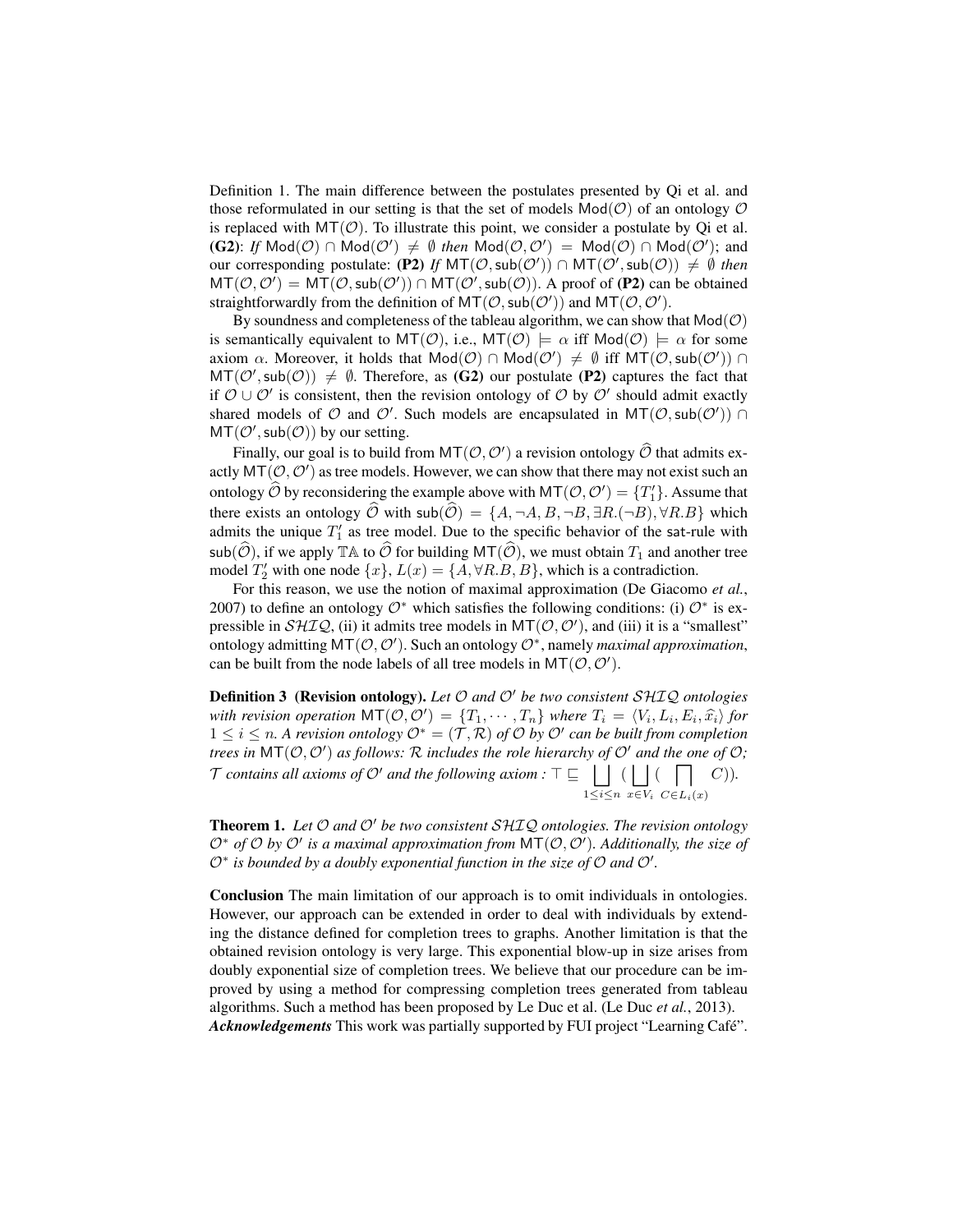Definition 1. The main difference between the postulates presented by Qi et al. and those reformulated in our setting is that the set of models $\mathsf{Mod}(\mathcal{O})$ of an ontology $\mathcal{O}$ is replaced with $\mathsf{MT}(\mathcal{O})$. To illustrate this point, we consider a postulate by Qi et al. **(G2)**: *If* $\mathsf{Mod}(\mathcal{O}) \cap \mathsf{Mod}(\mathcal{O}') \neq \emptyset$ *then* $\mathsf{Mod}(\mathcal{O}, \mathcal{O}') = \mathsf{Mod}(\mathcal{O}) \cap \mathsf{Mod}(\mathcal{O}')$; and our corresponding postulate: **(P2)** *If* $\mathsf{MT}(\mathcal{O}, \mathsf{sub}(\mathcal{O}')) \cap \mathsf{MT}(\mathcal{O}', \mathsf{sub}(\mathcal{O})) \neq \emptyset$ *then* $\mathsf{MT}(\mathcal{O}, \mathcal{O}') = \mathsf{MT}(\mathcal{O}, \mathsf{sub}(\mathcal{O}')) \cap \mathsf{MT}(\mathcal{O}', \mathsf{sub}(\mathcal{O}))$. A proof of **(P2)** can be obtained straightforwardly from the definition of $\mathsf{MT}(\mathcal{O}, \mathsf{sub}(\mathcal{O}'))$ and $\mathsf{MT}(\mathcal{O}, \mathcal{O}')$.

By soundness and completeness of the tableau algorithm, we can show that $\mathsf{Mod}(\mathcal{O})$ is semantically equivalent to $\mathsf{MT}(\mathcal{O})$, i.e., $\mathsf{MT}(\mathcal{O}) \models \alpha$ iff $\mathsf{Mod}(\mathcal{O}) \models \alpha$ for some axiom $\alpha$. Moreover, it holds that $\mathsf{Mod}(\mathcal{O}) \cap \mathsf{Mod}(\mathcal{O}') \neq \emptyset$ iff $\mathsf{MT}(\mathcal{O}, \mathsf{sub}(\mathcal{O}')) \cap \mathsf{MT}(\mathcal{O}', \mathsf{sub}(\mathcal{O})) \neq \emptyset$. Therefore, as **(G2)** our postulate **(P2)** captures the fact that if $\mathcal{O} \cup \mathcal{O}'$ is consistent, then the revision ontology of $\mathcal{O}$ by $\mathcal{O}'$ should admit exactly shared models of $\mathcal{O}$ and $\mathcal{O}'$. Such models are encapsulated in $\mathsf{MT}(\mathcal{O}, \mathsf{sub}(\mathcal{O}')) \cap \mathsf{MT}(\mathcal{O}', \mathsf{sub}(\mathcal{O}))$ by our setting.

Finally, our goal is to build from $\mathsf{MT}(\mathcal{O}, \mathcal{O}')$ a revision ontology $\widehat{\mathcal{O}}$ that admits exactly $\mathsf{MT}(\mathcal{O}, \mathcal{O}')$ as tree models. However, we can show that there may not exist such an ontology $\widehat{\mathcal{O}}$ by reconsidering the example above with $\mathsf{MT}(\mathcal{O}, \mathcal{O}') = \{T_1'\}$. Assume that there exists an ontology $\widehat{\mathcal{O}}$ with $\mathsf{sub}(\widehat{\mathcal{O}}) = \{A, \neg A, B, \neg B, \exists R.(\neg B), \forall R.B\}$ which admits the unique $T_1'$ as tree model. Due to the specific behavior of the sat-rule with $\mathsf{sub}(\widehat{\mathcal{O}})$, if we apply $\mathbb{TA}$ to $\widehat{\mathcal{O}}$ for building $\mathsf{MT}(\widehat{\mathcal{O}})$, we must obtain $T_1$ and another tree model $T_2'$ with one node $\{x\}$, $L(x) = \{A, \forall R.B, B\}$, which is a contradiction.

For this reason, we use the notion of maximal approximation (De Giacomo *et al.*, 2007) to define an ontology $\mathcal{O}^*$ which satisfies the following conditions: (i) $\mathcal{O}^*$ is expressible in $\mathcal{SHIQ}$, (ii) it admits tree models in $\mathsf{MT}(\mathcal{O}, \mathcal{O}')$, and (iii) it is a "smallest" ontology admitting $\mathsf{MT}(\mathcal{O}, \mathcal{O}')$. Such an ontology $\mathcal{O}^*$, namely *maximal approximation*, can be built from the node labels of all tree models in $\mathsf{MT}(\mathcal{O}, \mathcal{O}')$.

**Definition 3 (Revision ontology).** *Let $\mathcal{O}$ and $\mathcal{O}'$ be two consistent $\mathcal{SHIQ}$ ontologies with revision operation $\mathsf{MT}(\mathcal{O}, \mathcal{O}') = \{T_1, \cdots, T_n\}$ where $T_i = \langle V_i, L_i, E_i, \widehat{x}_i \rangle$ for $1 \leq i \leq n$. A revision ontology $\mathcal{O}^* = (\mathcal{T}, \mathcal{R})$ of $\mathcal{O}$ by $\mathcal{O}'$ can be built from completion trees in $\mathsf{MT}(\mathcal{O}, \mathcal{O}')$ as follows: $\mathcal{R}$ includes the role hierarchy of $\mathcal{O}'$ and the one of $\mathcal{O}$; $\mathcal{T}$ contains all axioms of $\mathcal{O}'$ and the following axiom :* $\top \sqsubseteq \bigsqcup_{1 \leq i \leq n} (\bigsqcup_{x \in V_i} (\bigsqcap_{C \in L_i(x)} C))$.

**Theorem 1.** *Let $\mathcal{O}$ and $\mathcal{O}'$ be two consistent $\mathcal{SHIQ}$ ontologies. The revision ontology $\mathcal{O}^*$ of $\mathcal{O}$ by $\mathcal{O}'$ is a maximal approximation from $\mathsf{MT}(\mathcal{O}, \mathcal{O}')$. Additionally, the size of $\mathcal{O}^*$ is bounded by a doubly exponential function in the size of $\mathcal{O}$ and $\mathcal{O}'$.*

**Conclusion** The main limitation of our approach is to omit individuals in ontologies. However, our approach can be extended in order to deal with individuals by extending the distance defined for completion trees to graphs. Another limitation is that the obtained revision ontology is very large. This exponential blow-up in size arises from doubly exponential size of completion trees. We believe that our procedure can be improved by using a method for compressing completion trees generated from tableau algorithms. Such a method has been proposed by Le Duc et al. (Le Duc *et al.*, 2013).

***Acknowledgements*** This work was partially supported by FUI project "Learning Café".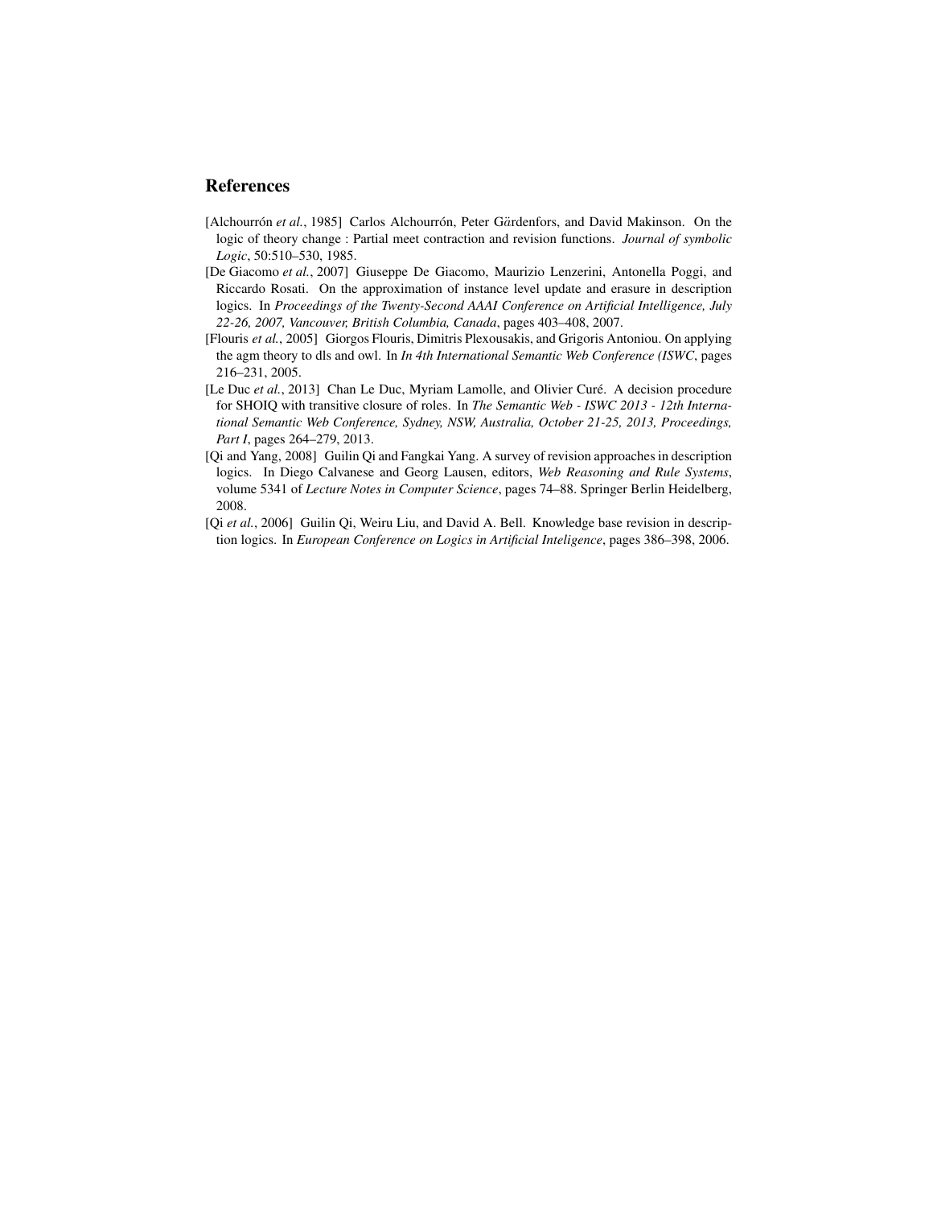## References

[Alchourrón *et al.*, 1985] Carlos Alchourrón, Peter Gärdenfors, and David Makinson. On the logic of theory change : Partial meet contraction and revision functions. *Journal of symbolic Logic*, 50:510–530, 1985.

[De Giacomo *et al.*, 2007] Giuseppe De Giacomo, Maurizio Lenzerini, Antonella Poggi, and Riccardo Rosati. On the approximation of instance level update and erasure in description logics. In *Proceedings of the Twenty-Second AAAI Conference on Artificial Intelligence, July 22-26, 2007, Vancouver, British Columbia, Canada*, pages 403–408, 2007.

[Flouris *et al.*, 2005] Giorgos Flouris, Dimitris Plexousakis, and Grigoris Antoniou. On applying the agm theory to dls and owl. In *In 4th International Semantic Web Conference (ISWC*, pages 216–231, 2005.

[Le Duc *et al.*, 2013] Chan Le Duc, Myriam Lamolle, and Olivier Curé. A decision procedure for SHOIQ with transitive closure of roles. In *The Semantic Web - ISWC 2013 - 12th International Semantic Web Conference, Sydney, NSW, Australia, October 21-25, 2013, Proceedings, Part I*, pages 264–279, 2013.

[Qi and Yang, 2008] Guilin Qi and Fangkai Yang. A survey of revision approaches in description logics. In Diego Calvanese and Georg Lausen, editors, *Web Reasoning and Rule Systems*, volume 5341 of *Lecture Notes in Computer Science*, pages 74–88. Springer Berlin Heidelberg, 2008.

[Qi *et al.*, 2006] Guilin Qi, Weiru Liu, and David A. Bell. Knowledge base revision in description logics. In *European Conference on Logics in Artificial Inteligence*, pages 386–398, 2006.